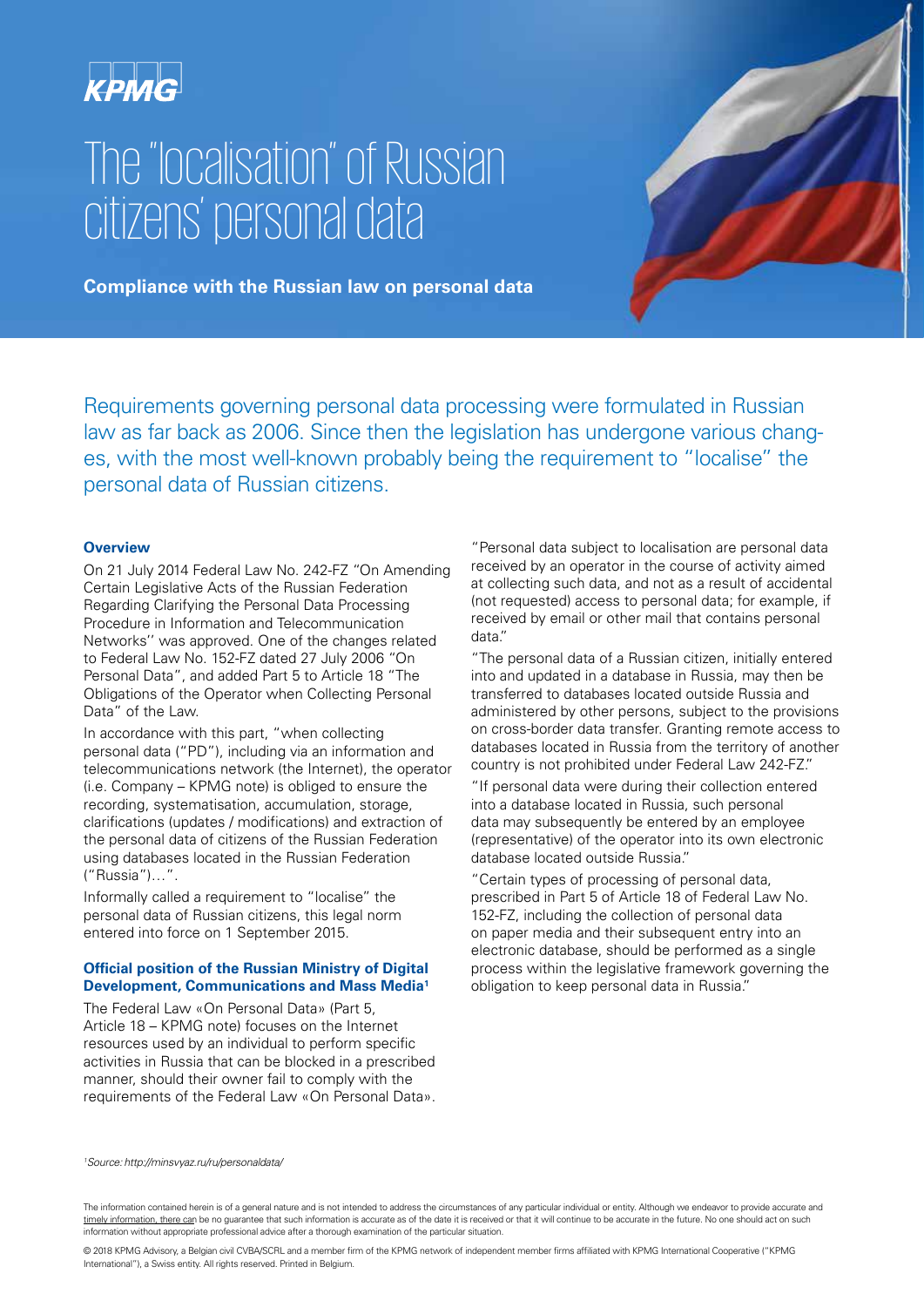KPMG

# The "localisation" of Russian citizens' personal data

**Compliance with the Russian law on personal data**

Requirements governing personal data processing were formulated in Russian law as far back as 2006. Since then the legislation has undergone various changes, with the most well-known probably being the requirement to "localise" the personal data of Russian citizens.

### Overview

On 21 July 2014 Federal Law No. 242-FZ "On Amending Certain Legislative Acts of the Russian Federation Regarding Clarifying the Personal Data Processing Procedure in Information and Telecommunication Networks'' was approved. One of the changes related to Federal Law No. 152-FZ dated 27 July 2006 "On Personal Data", and added Part 5 to Article 18 "The Obligations of the Operator when Collecting Personal Data" of the Law.

In accordance with this part, "when collecting personal data ("PD"), including via an information and telecommunications network (the Internet), the operator (i.e. Company – KPMG note) is obliged to ensure the recording, systematisation, accumulation, storage, clarifications (updates / modifications) and extraction of the personal data of citizens of the Russian Federation using databases located in the Russian Federation ("Russia")…".

Informally called a requirement to "localise" the personal data of Russian citizens, this legal norm entered into force on 1 September 2015.

### Official position of the Russian Ministry of Digital Development, Communications and Mass Media[1]

The Federal Law «On Personal Data» (Part 5, Article 18 – KPMG note) focuses on the Internet resources used by an individual to perform specific activities in Russia that can be blocked in a prescribed manner, should their owner fail to comply with the requirements of the Federal Law «On Personal Data».

"Personal data subject to localisation are personal data received by an operator in the course of activity aimed at collecting such data, and not as a result of accidental (not requested) access to personal data; for example, if received by email or other mail that contains personal data."

"The personal data of a Russian citizen, initially entered into and updated in a database in Russia, may then be transferred to databases located outside Russia and administered by other persons, subject to the provisions on cross-border data transfer. Granting remote access to databases located in Russia from the territory of another country is not prohibited under Federal Law 242-FZ."

"If personal data were during their collection entered into a database located in Russia, such personal data may subsequently be entered by an employee (representative) of the operator into its own electronic database located outside Russia."

"Certain types of processing of personal data, prescribed in Part 5 of Article 18 of Federal Law No. 152-FZ, including the collection of personal data on paper media and their subsequent entry into an electronic database, should be performed as a single process within the legislative framework governing the obligation to keep personal data in Russia."

*[1]Source: http://minsvyaz.ru/ru/personaldata/*

The information contained herein is of a general nature and is not intended to address the circumstances of any particular individual or entity. Although we endeavor to provide accurate and timely information, there can be no guarantee that such information is accurate as of the date it is received or that it will continue to be accurate in the future. No one should act on such information without appropriate professional advice after a thorough examination of the particular situation.

© 2018 KPMG Advisory, a Belgian civil CVBA/SCRL and a member firm of the KPMG network of independent member firms affiliated with KPMG International Cooperative ("KPMG International"), a Swiss entity. All rights reserved. Printed in Belgium.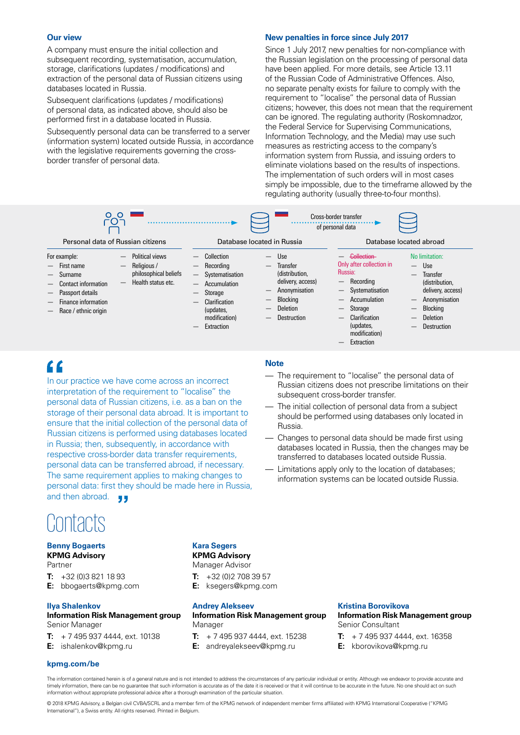## Our view

A company must ensure the initial collection and subsequent recording, systematisation, accumulation, storage, clarifications (updates / modifications) and extraction of the personal data of Russian citizens using databases located in Russia.

Subsequent clarifications (updates / modifications) of personal data, as indicated above, should also be performed first in a database located in Russia.

Subsequently personal data can be transferred to a server (information system) located outside Russia, in accordance with the legislative requirements governing the cross-border transfer of personal data.

## New penalties in force since July 2017

Since 1 July 2017, new penalties for non-compliance with the Russian legislation on the processing of personal data have been applied. For more details, see Article 13.11 of the Russian Code of Administrative Offences. Also, no separate penalty exists for failure to comply with the requirement to "localise" the personal data of Russian citizens; however, this does not mean that the requirement can be ignored. The regulating authority (Roskomnadzor, the Federal Service for Supervising Communications, Information Technology, and the Media) may use such measures as restricting access to the company's information system from Russia, and issuing orders to eliminate violations based on the results of inspections. The implementation of such orders will in most cases simply be impossible, due to the timeframe allowed by the regulating authority (usually three-to-four months).

Cross-border transfer of personal data

| Personal data of Russian citizens | Database located in Russia | Database located abroad |
|---|---|---|
| For example:<br>— First name<br>— Surname<br>— Contact information<br>— Passport details<br>— Finance information<br>— Race / ethnic origin<br>— Political views<br>— Religious / philosophical beliefs<br>— Health status etc. | — Collection<br>— Recording<br>— Systematisation<br>— Accumulation<br>— Storage<br>— Clarification (updates, modification)<br>— Extraction<br>— Use<br>— Transfer (distribution, delivery, access)<br>— Anonymisation<br>— Blocking<br>— Deletion<br>— Destruction | — ~~Collection~~<br>Only after collection in Russia:<br>— Recording<br>— Systematisation<br>— Accumulation<br>— Storage<br>— Clarification (updates, modification)<br>— Extraction<br>No limitation:<br>— Use<br>— Transfer (distribution, delivery, access)<br>— Anonymisation<br>— Blocking<br>— Deletion<br>— Destruction |

> "In our practice we have come across an incorrect interpretation of the requirement to "localise" the personal data of Russian citizens, i.e. as a ban on the storage of their personal data abroad. It is important to ensure that the initial collection of the personal data of Russian citizens is performed using databases located in Russia; then, subsequently, in accordance with respective cross-border data transfer requirements, personal data can be transferred abroad, if necessary. The same requirement applies to making changes to personal data: first they should be made here in Russia, and then abroad."

## Note

- The requirement to "localise" the personal data of Russian citizens does not prescribe limitations on their subsequent cross-border transfer.
- The initial collection of personal data from a subject should be performed using databases only located in Russia.
- Changes to personal data should be made first using databases located in Russia, then the changes may be transferred to databases located outside Russia.
- Limitations apply only to the location of databases; information systems can be located outside Russia.

# Contacts

**Benny Bogaerts**
**KPMG Advisory**
Partner
**T:** +32 (0)3 821 18 93
**E:** bbogaerts@kpmg.com

**Kara Segers**
**KPMG Advisory**
Manager Advisor
**T:** +32 (0)2 708 39 57
**E:** ksegers@kpmg.com

**Ilya Shalenkov**
**Information Risk Management group**
Senior Manager
**T:** + 7 495 937 4444, ext. 10138
**E:** ishalenkov@kpmg.ru

**Andrey Alekseev**
**Information Risk Management group**
Manager
**T:** + 7 495 937 4444, ext. 15238
**E:** andreyalekseev@kpmg.ru

**Kristina Borovikova**
**Information Risk Management group**
Senior Consultant
**T:** + 7 495 937 4444, ext. 16358
**E:** kborovikova@kpmg.ru

**kpmg.com/be**

The information contained herein is of a general nature and is not intended to address the circumstances of any particular individual or entity. Although we endeavor to provide accurate and timely information, there can be no guarantee that such information is accurate as of the date it is received or that it will continue to be accurate in the future. No one should act on such information without appropriate professional advice after a thorough examination of the particular situation.

© 2018 KPMG Advisory, a Belgian civil CVBA/SCRL and a member firm of the KPMG network of independent member firms affiliated with KPMG International Cooperative ("KPMG International"), a Swiss entity. All rights reserved. Printed in Belgium.